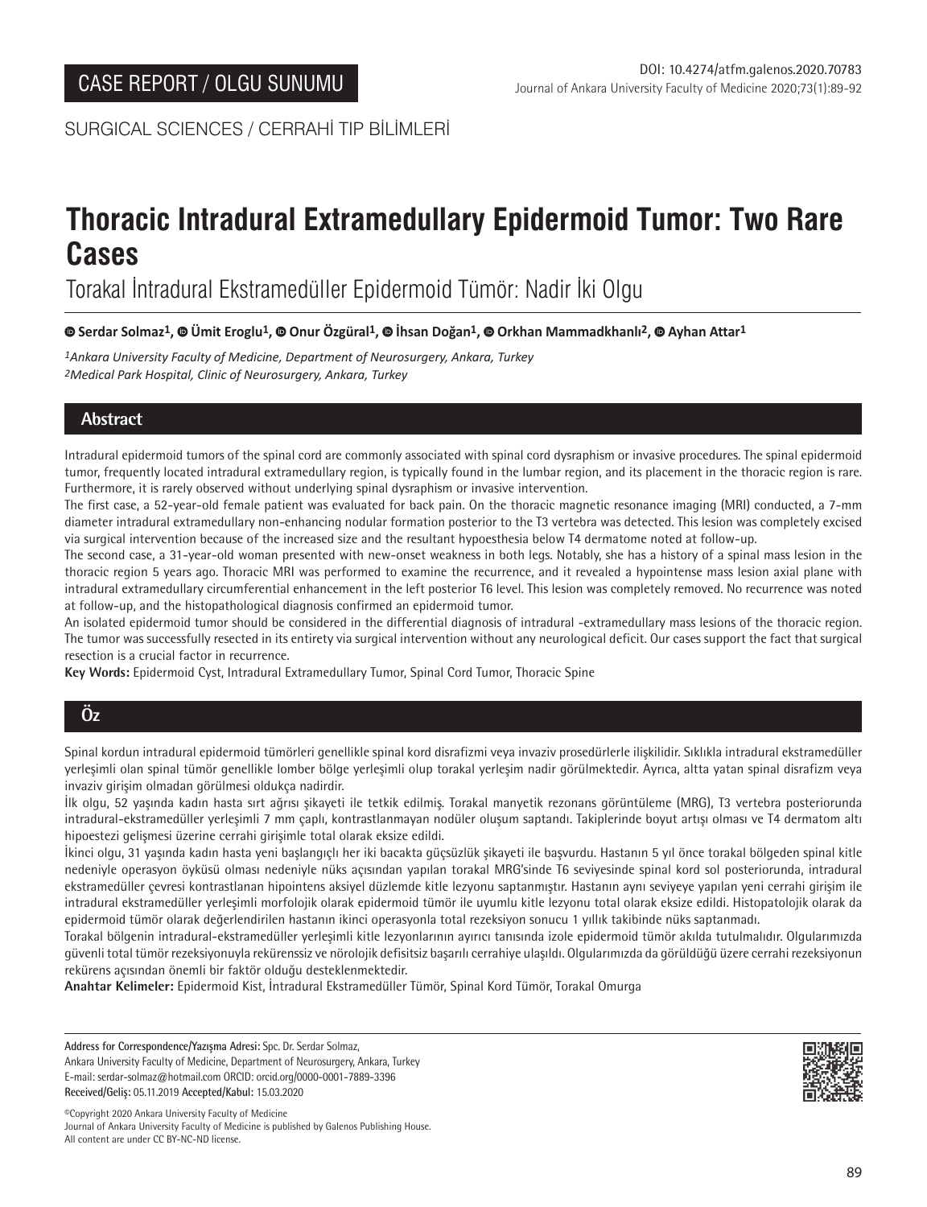CASE REPORT / OLGU SUNUMU

DOI: 10.4274/atfm.galenos.2020.70783

SURGICAL SCIENCES / CERRAHİ TIP BİLİMLERİ

# Thoracic Intradural Extramedullary Epidermoid Tumor: Two Rare Cases

## Torakal İntradural Ekstramedüller Epidermoid Tümör: Nadir İki Olgu

**Serdar Solmaz[1], Ümit Eroglu[1], Onur Özgüral[1], İhsan Doğan[1], Orkhan Mammadkhanlı[2], Ayhan Attar[1]**

*[1]Ankara University Faculty of Medicine, Department of Neurosurgery, Ankara, Turkey*
*[2]Medical Park Hospital, Clinic of Neurosurgery, Ankara, Turkey*

## Abstract

Intradural epidermoid tumors of the spinal cord are commonly associated with spinal cord dysraphism or invasive procedures. The spinal epidermoid tumor, frequently located intradural extramedullary region, is typically found in the lumbar region, and its placement in the thoracic region is rare. Furthermore, it is rarely observed without underlying spinal dysraphism or invasive intervention.

The first case, a 52-year-old female patient was evaluated for back pain. On the thoracic magnetic resonance imaging (MRI) conducted, a 7-mm diameter intradural extramedullary non-enhancing nodular formation posterior to the T3 vertebra was detected. This lesion was completely excised via surgical intervention because of the increased size and the resultant hypoesthesia below T4 dermatome noted at follow-up.

The second case, a 31-year-old woman presented with new-onset weakness in both legs. Notably, she has a history of a spinal mass lesion in the thoracic region 5 years ago. Thoracic MRI was performed to examine the recurrence, and it revealed a hypointense mass lesion axial plane with intradural extramedullary circumferential enhancement in the left posterior T6 level. This lesion was completely removed. No recurrence was noted at follow-up, and the histopathological diagnosis confirmed an epidermoid tumor.

An isolated epidermoid tumor should be considered in the differential diagnosis of intradural -extramedullary mass lesions of the thoracic region. The tumor was successfully resected in its entirety via surgical intervention without any neurological deficit. Our cases support the fact that surgical resection is a crucial factor in recurrence.

**Key Words:** Epidermoid Cyst, Intradural Extramedullary Tumor, Spinal Cord Tumor, Thoracic Spine

## Öz

Spinal kordun intradural epidermoid tümörleri genellikle spinal kord disrafizmi veya invaziv prosedürlerle ilişkilidir. Sıklıkla intradural ekstramedüller yerleşimli olan spinal tümör genellikle lomber bölge yerleşimli olup torakal yerleşim nadir görülmektedir. Ayrıca, altta yatan spinal disrafizm veya invaziv girişim olmadan görülmesi oldukça nadirdir.

İlk olgu, 52 yaşında kadın hasta sırt ağrısı şikayeti ile tetkik edilmiş. Torakal manyetik rezonans görüntüleme (MRG), T3 vertebra posteriorunda intradural-ekstramedüller yerleşimli 7 mm çaplı, kontrastlanmayan nodüler oluşum saptandı. Takiplerinde boyut artışı olması ve T4 dermatom altı hipoestezi gelişmesi üzerine cerrahi girişimle total olarak eksize edildi.

İkinci olgu, 31 yaşında kadın hasta yeni başlangıçlı her iki bacakta güçsüzlük şikayeti ile başvurdu. Hastanın 5 yıl önce torakal bölgeden spinal kitle nedeniyle operasyon öyküsü olması nedeniyle nüks açısından yapılan torakal MRG'sinde T6 seviyesinde spinal kord sol posteriorunda, intradural ekstramedüller çevresi kontrastlanan hipointens aksiyel düzlemde kitle lezyonu saptanmıştır. Hastanın aynı seviyeye yapılan yeni cerrahi girişim ile intradural ekstramedüller yerleşimli morfolojik olarak epidermoid tümör ile uyumlu kitle lezyonu total olarak eksize edildi. Histopatolojik olarak da epidermoid tümör olarak değerlendirilen hastanın ikinci operasyonla total rezeksiyon sonucu 1 yıllık takibinde nüks saptanmadı.

Torakal bölgenin intradural-ekstramedüller yerleşimli kitle lezyonlarının ayırıcı tanısında izole epidermoid tümör akılda tutulmalıdır. Olgularımızda güvenli total tümör rezeksiyonuyla rekürenssiz ve nörolojik defisitsiz başarılı cerrahiye ulaşıldı. Olgularımızda da görüldüğü üzere cerrahi rezeksiyonun rekürens açısından önemli bir faktör olduğu desteklenmektedir.

**Anahtar Kelimeler:** Epidermoid Kist, İntradural Ekstramedüller Tümör, Spinal Kord Tümör, Torakal Omurga

**Address for Correspondence/Yazışma Adresi:** Spc. Dr. Serdar Solmaz,
Ankara University Faculty of Medicine, Department of Neurosurgery, Ankara, Turkey
E-mail: serdar-solmaz@hotmail.com ORCID: orcid.org/0000-0001-7889-3396
**Received/Geliş:** 05.11.2019 **Accepted/Kabul:** 15.03.2020

©Copyright 2020 Ankara University Faculty of Medicine
Journal of Ankara University Faculty of Medicine is published by Galenos Publishing House.
All content are under CC BY-NC-ND license.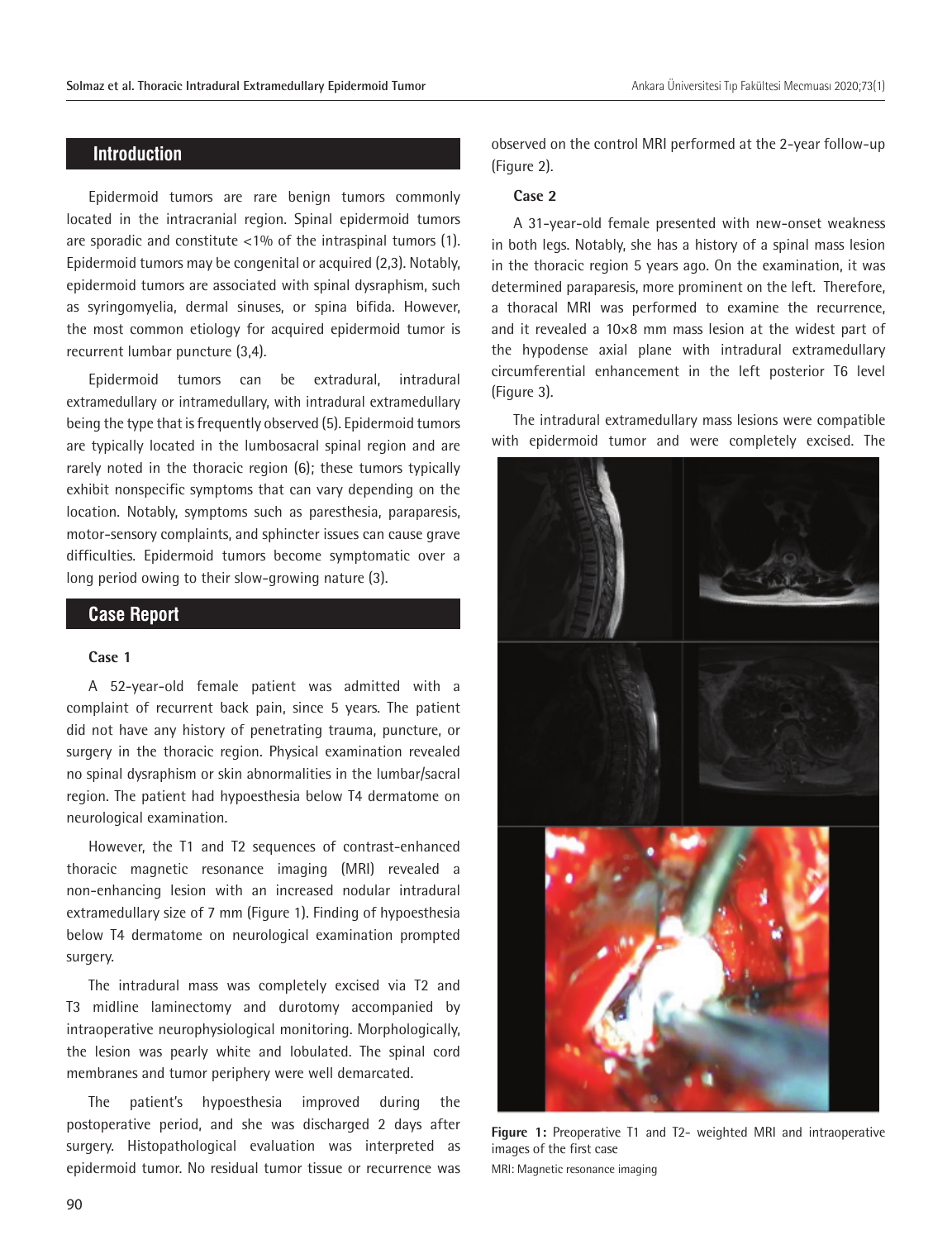## Introduction

Epidermoid tumors are rare benign tumors commonly located in the intracranial region. Spinal epidermoid tumors are sporadic and constitute <1% of the intraspinal tumors (1). Epidermoid tumors may be congenital or acquired (2,3). Notably, epidermoid tumors are associated with spinal dysraphism, such as syringomyelia, dermal sinuses, or spina bifida. However, the most common etiology for acquired epidermoid tumor is recurrent lumbar puncture (3,4).

Epidermoid tumors can be extradural, intradural extramedullary or intramedullary, with intradural extramedullary being the type that is frequently observed (5). Epidermoid tumors are typically located in the lumbosacral spinal region and are rarely noted in the thoracic region (6); these tumors typically exhibit nonspecific symptoms that can vary depending on the location. Notably, symptoms such as paresthesia, paraparesis, motor-sensory complaints, and sphincter issues can cause grave difficulties. Epidermoid tumors become symptomatic over a long period owing to their slow-growing nature (3).

## Case Report

### Case 1

A 52-year-old female patient was admitted with a complaint of recurrent back pain, since 5 years. The patient did not have any history of penetrating trauma, puncture, or surgery in the thoracic region. Physical examination revealed no spinal dysraphism or skin abnormalities in the lumbar/sacral region. The patient had hypoesthesia below T4 dermatome on neurological examination.

However, the T1 and T2 sequences of contrast-enhanced thoracic magnetic resonance imaging (MRI) revealed a non-enhancing lesion with an increased nodular intradural extramedullary size of 7 mm (Figure 1). Finding of hypoesthesia below T4 dermatome on neurological examination prompted surgery.

The intradural mass was completely excised via T2 and T3 midline laminectomy and durotomy accompanied by intraoperative neurophysiological monitoring. Morphologically, the lesion was pearly white and lobulated. The spinal cord membranes and tumor periphery were well demarcated.

The patient's hypoesthesia improved during the postoperative period, and she was discharged 2 days after surgery. Histopathological evaluation was interpreted as epidermoid tumor. No residual tumor tissue or recurrence was observed on the control MRI performed at the 2-year follow-up (Figure 2).

### Case 2

A 31-year-old female presented with new-onset weakness in both legs. Notably, she has a history of a spinal mass lesion in the thoracic region 5 years ago. On the examination, it was determined paraparesis, more prominent on the left. Therefore, a thoracal MRI was performed to examine the recurrence, and it revealed a 10×8 mm mass lesion at the widest part of the hypodense axial plane with intradural extramedullary circumferential enhancement in the left posterior T6 level (Figure 3).

The intradural extramedullary mass lesions were compatible with epidermoid tumor and were completely excised. The

**Figure 1:** Preoperative T1 and T2- weighted MRI and intraoperative images of the first case

MRI: Magnetic resonance imaging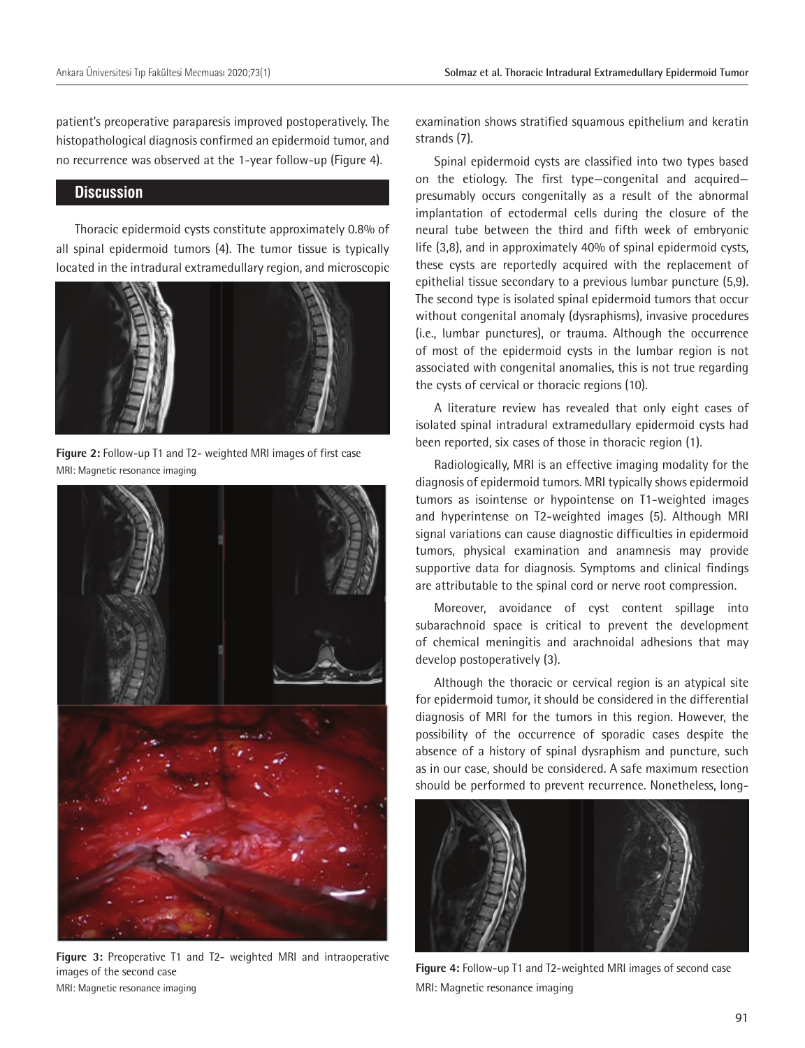patient's preoperative paraparesis improved postoperatively. The histopathological diagnosis confirmed an epidermoid tumor, and no recurrence was observed at the 1-year follow-up (Figure 4).

## Discussion

Thoracic epidermoid cysts constitute approximately 0.8% of all spinal epidermoid tumors (4). The tumor tissue is typically located in the intradural extramedullary region, and microscopic examination shows stratified squamous epithelium and keratin strands (7).

**Figure 2:** Follow-up T1 and T2- weighted MRI images of first case
MRI: Magnetic resonance imaging

**Figure 3:** Preoperative T1 and T2- weighted MRI and intraoperative images of the second case
MRI: Magnetic resonance imaging

Spinal epidermoid cysts are classified into two types based on the etiology. The first type—congenital and acquired—presumably occurs congenitally as a result of the abnormal implantation of ectodermal cells during the closure of the neural tube between the third and fifth week of embryonic life (3,8), and in approximately 40% of spinal epidermoid cysts, these cysts are reportedly acquired with the replacement of epithelial tissue secondary to a previous lumbar puncture (5,9). The second type is isolated spinal epidermoid tumors that occur without congenital anomaly (dysraphisms), invasive procedures (i.e., lumbar punctures), or trauma. Although the occurrence of most of the epidermoid cysts in the lumbar region is not associated with congenital anomalies, this is not true regarding the cysts of cervical or thoracic regions (10).

A literature review has revealed that only eight cases of isolated spinal intradural extramedullary epidermoid cysts had been reported, six cases of those in thoracic region (1).

Radiologically, MRI is an effective imaging modality for the diagnosis of epidermoid tumors. MRI typically shows epidermoid tumors as isointense or hypointense on T1-weighted images and hyperintense on T2-weighted images (5). Although MRI signal variations can cause diagnostic difficulties in epidermoid tumors, physical examination and anamnesis may provide supportive data for diagnosis. Symptoms and clinical findings are attributable to the spinal cord or nerve root compression.

Moreover, avoidance of cyst content spillage into subarachnoid space is critical to prevent the development of chemical meningitis and arachnoidal adhesions that may develop postoperatively (3).

Although the thoracic or cervical region is an atypical site for epidermoid tumor, it should be considered in the differential diagnosis of MRI for the tumors in this region. However, the possibility of the occurrence of sporadic cases despite the absence of a history of spinal dysraphism and puncture, such as in our case, should be considered. A safe maximum resection should be performed to prevent recurrence. Nonetheless, long-

**Figure 4:** Follow-up T1 and T2-weighted MRI images of second case
MRI: Magnetic resonance imaging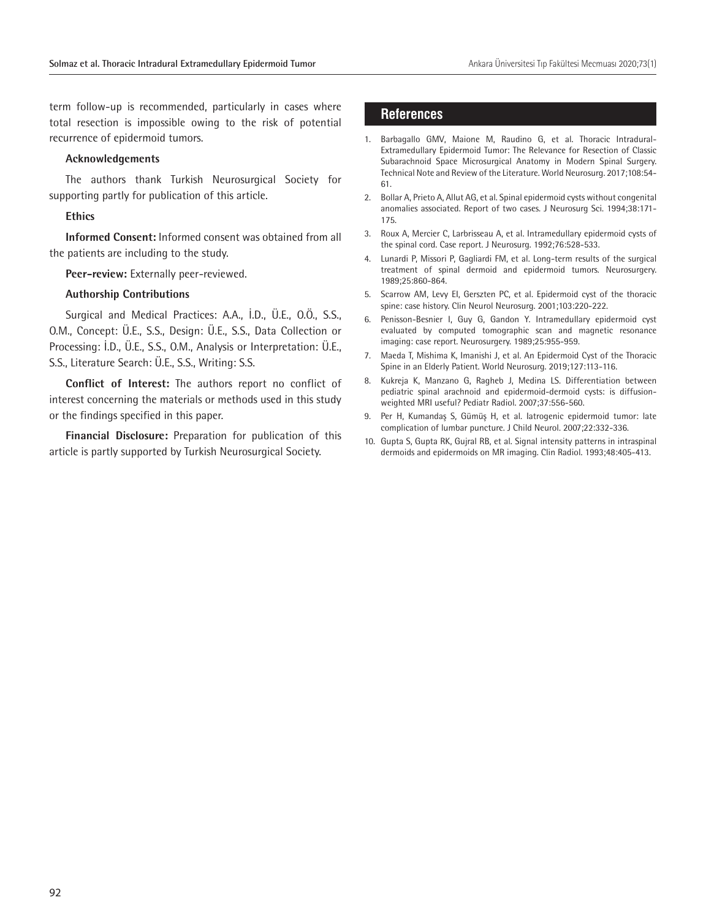term follow-up is recommended, particularly in cases where total resection is impossible owing to the risk of potential recurrence of epidermoid tumors.

**Acknowledgements**

The authors thank Turkish Neurosurgical Society for supporting partly for publication of this article.

**Ethics**

**Informed Consent:** Informed consent was obtained from all the patients are including to the study.

**Peer-review:** Externally peer-reviewed.

**Authorship Contributions**

Surgical and Medical Practices: A.A., İ.D., Ü.E., O.Ö., S.S., O.M., Concept: Ü.E., S.S., Design: Ü.E., S.S., Data Collection or Processing: İ.D., Ü.E., S.S., O.M., Analysis or Interpretation: Ü.E., S.S., Literature Search: Ü.E., S.S., Writing: S.S.

**Conflict of Interest:** The authors report no conflict of interest concerning the materials or methods used in this study or the findings specified in this paper.

**Financial Disclosure:** Preparation for publication of this article is partly supported by Turkish Neurosurgical Society.

## References

1. Barbagallo GMV, Maione M, Raudino G, et al. Thoracic Intradural-Extramedullary Epidermoid Tumor: The Relevance for Resection of Classic Subarachnoid Space Microsurgical Anatomy in Modern Spinal Surgery. Technical Note and Review of the Literature. World Neurosurg. 2017;108:54-61.
2. Bollar A, Prieto A, Allut AG, et al. Spinal epidermoid cysts without congenital anomalies associated. Report of two cases. J Neurosurg Sci. 1994;38:171-175.
3. Roux A, Mercier C, Larbrisseau A, et al. Intramedullary epidermoid cysts of the spinal cord. Case report. J Neurosurg. 1992;76:528-533.
4. Lunardi P, Missori P, Gagliardi FM, et al. Long-term results of the surgical treatment of spinal dermoid and epidermoid tumors. Neurosurgery. 1989;25:860-864.
5. Scarrow AM, Levy EI, Gerszten PC, et al. Epidermoid cyst of the thoracic spine: case history. Clin Neurol Neurosurg. 2001;103:220-222.
6. Penisson-Besnier I, Guy G, Gandon Y. Intramedullary epidermoid cyst evaluated by computed tomographic scan and magnetic resonance imaging: case report. Neurosurgery. 1989;25:955-959.
7. Maeda T, Mishima K, Imanishi J, et al. An Epidermoid Cyst of the Thoracic Spine in an Elderly Patient. World Neurosurg. 2019;127:113-116.
8. Kukreja K, Manzano G, Ragheb J, Medina LS. Differentiation between pediatric spinal arachnoid and epidermoid-dermoid cysts: is diffusion-weighted MRI useful? Pediatr Radiol. 2007;37:556-560.
9. Per H, Kumandaş S, Gümüş H, et al. Iatrogenic epidermoid tumor: late complication of lumbar puncture. J Child Neurol. 2007;22:332-336.
10. Gupta S, Gupta RK, Gujral RB, et al. Signal intensity patterns in intraspinal dermoids and epidermoids on MR imaging. Clin Radiol. 1993;48:405-413.